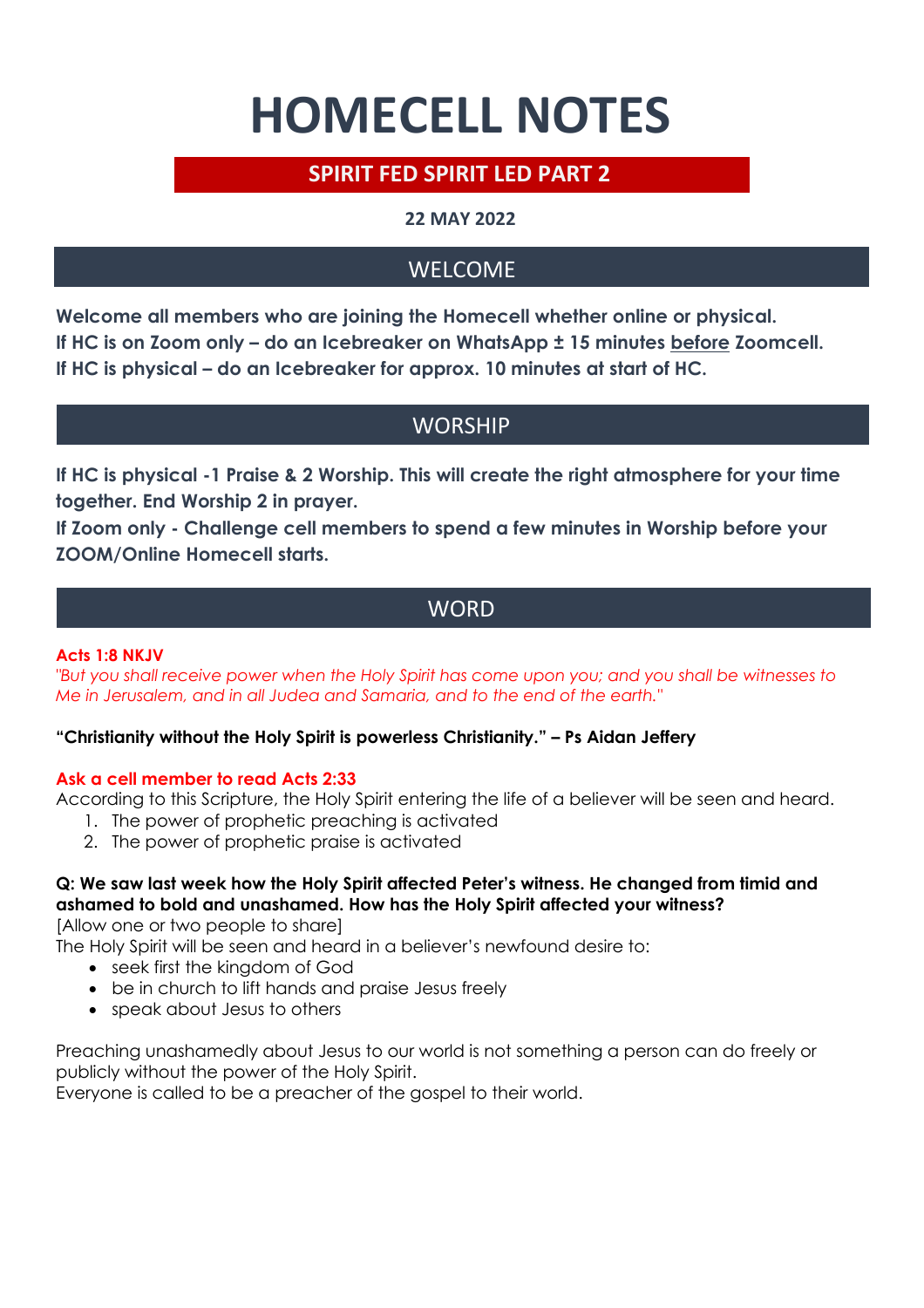# HOMECELL NOTES

## SPIRIT FED SPIRIT LED PART 2

**22 MAY 2022**

## WELCOME

**Welcome all members who are joining the Homecell whether online or physical.**
**If HC is on Zoom only – do an Icebreaker on WhatsApp ± 15 minutes <u>before</u> Zoomcell.**
**If HC is physical – do an Icebreaker for approx. 10 minutes at start of HC.**

## WORSHIP

**If HC is physical -1 Praise & 2 Worship. This will create the right atmosphere for your time together. End Worship 2 in prayer.**
**If Zoom only - Challenge cell members to spend a few minutes in Worship before your ZOOM/Online Homecell starts.**

## WORD

**Acts 1:8 NKJV**
*"But you shall receive power when the Holy Spirit has come upon you; and you shall be witnesses to Me in Jerusalem, and in all Judea and Samaria, and to the end of the earth."*

**"Christianity without the Holy Spirit is powerless Christianity." – Ps Aidan Jeffery**

**Ask a cell member to read Acts 2:33**
According to this Scripture, the Holy Spirit entering the life of a believer will be seen and heard.
1. The power of prophetic preaching is activated
2. The power of prophetic praise is activated

**Q: We saw last week how the Holy Spirit affected Peter's witness. He changed from timid and ashamed to bold and unashamed. How has the Holy Spirit affected your witness?**
[Allow one or two people to share]
The Holy Spirit will be seen and heard in a believer's newfound desire to:
- seek first the kingdom of God
- be in church to lift hands and praise Jesus freely
- speak about Jesus to others

Preaching unashamedly about Jesus to our world is not something a person can do freely or publicly without the power of the Holy Spirit.
Everyone is called to be a preacher of the gospel to their world.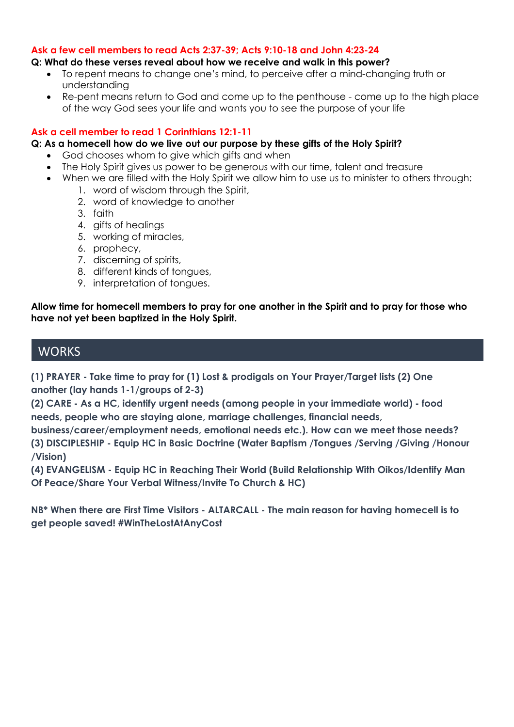**Ask a few cell members to read Acts 2:37-39; Acts 9:10-18 and John 4:23-24**

**Q: What do these verses reveal about how we receive and walk in this power?**

- To repent means to change one's mind, to perceive after a mind-changing truth or understanding
- Re-pent means return to God and come up to the penthouse - come up to the high place of the way God sees your life and wants you to see the purpose of your life

**Ask a cell member to read 1 Corinthians 12:1-11**

**Q: As a homecell how do we live out our purpose by these gifts of the Holy Spirit?**

- God chooses whom to give which gifts and when
- The Holy Spirit gives us power to be generous with our time, talent and treasure
- When we are filled with the Holy Spirit we allow him to use us to minister to others through:
    1. word of wisdom through the Spirit,
    2. word of knowledge to another
    3. faith
    4. gifts of healings
    5. working of miracles,
    6. prophecy,
    7. discerning of spirits,
    8. different kinds of tongues,
    9. interpretation of tongues.

**Allow time for homecell members to pray for one another in the Spirit and to pray for those who have not yet been baptized in the Holy Spirit.**

## WORKS

**(1) PRAYER - Take time to pray for (1) Lost & prodigals on Your Prayer/Target lists (2) One another (lay hands 1-1/groups of 2-3)**

**(2) CARE - As a HC, identify urgent needs (among people in your immediate world) - food needs, people who are staying alone, marriage challenges, financial needs, business/career/employment needs, emotional needs etc.). How can we meet those needs?**

**(3) DISCIPLESHIP - Equip HC in Basic Doctrine (Water Baptism /Tongues /Serving /Giving /Honour /Vision)**

**(4) EVANGELISM - Equip HC in Reaching Their World (Build Relationship With Oikos/Identify Man Of Peace/Share Your Verbal Witness/Invite To Church & HC)**

**NB* When there are First Time Visitors - ALTARCALL - The main reason for having homecell is to get people saved! #WinTheLostAtAnyCost**